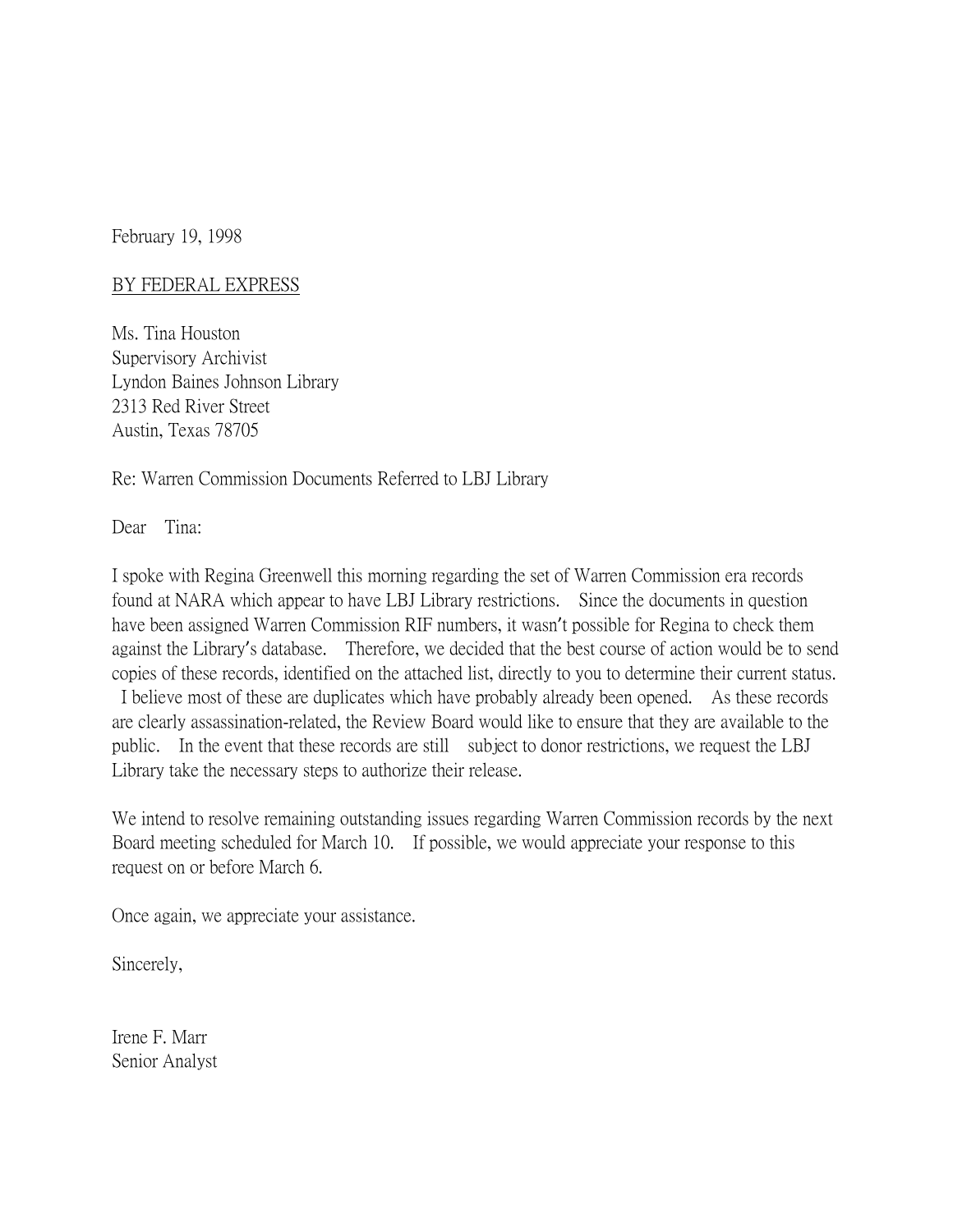February 19, 1998

<u>BY FEDERAL EXPRESS</u>

Ms. Tina Houston
Supervisory Archivist
Lyndon Baines Johnson Library
2313 Red River Street
Austin, Texas 78705

Re: Warren Commission Documents Referred to LBJ Library

Dear Tina:

I spoke with Regina Greenwell this morning regarding the set of Warren Commission era records found at NARA which appear to have LBJ Library restrictions. Since the documents in question have been assigned Warren Commission RIF numbers, it wasn't possible for Regina to check them against the Library's database. Therefore, we decided that the best course of action would be to send copies of these records, identified on the attached list, directly to you to determine their current status. I believe most of these are duplicates which have probably already been opened. As these records are clearly assassination-related, the Review Board would like to ensure that they are available to the public. In the event that these records are still subject to donor restrictions, we request the LBJ Library take the necessary steps to authorize their release.

We intend to resolve remaining outstanding issues regarding Warren Commission records by the next Board meeting scheduled for March 10. If possible, we would appreciate your response to this request on or before March 6.

Once again, we appreciate your assistance.

Sincerely,

Irene F. Marr
Senior Analyst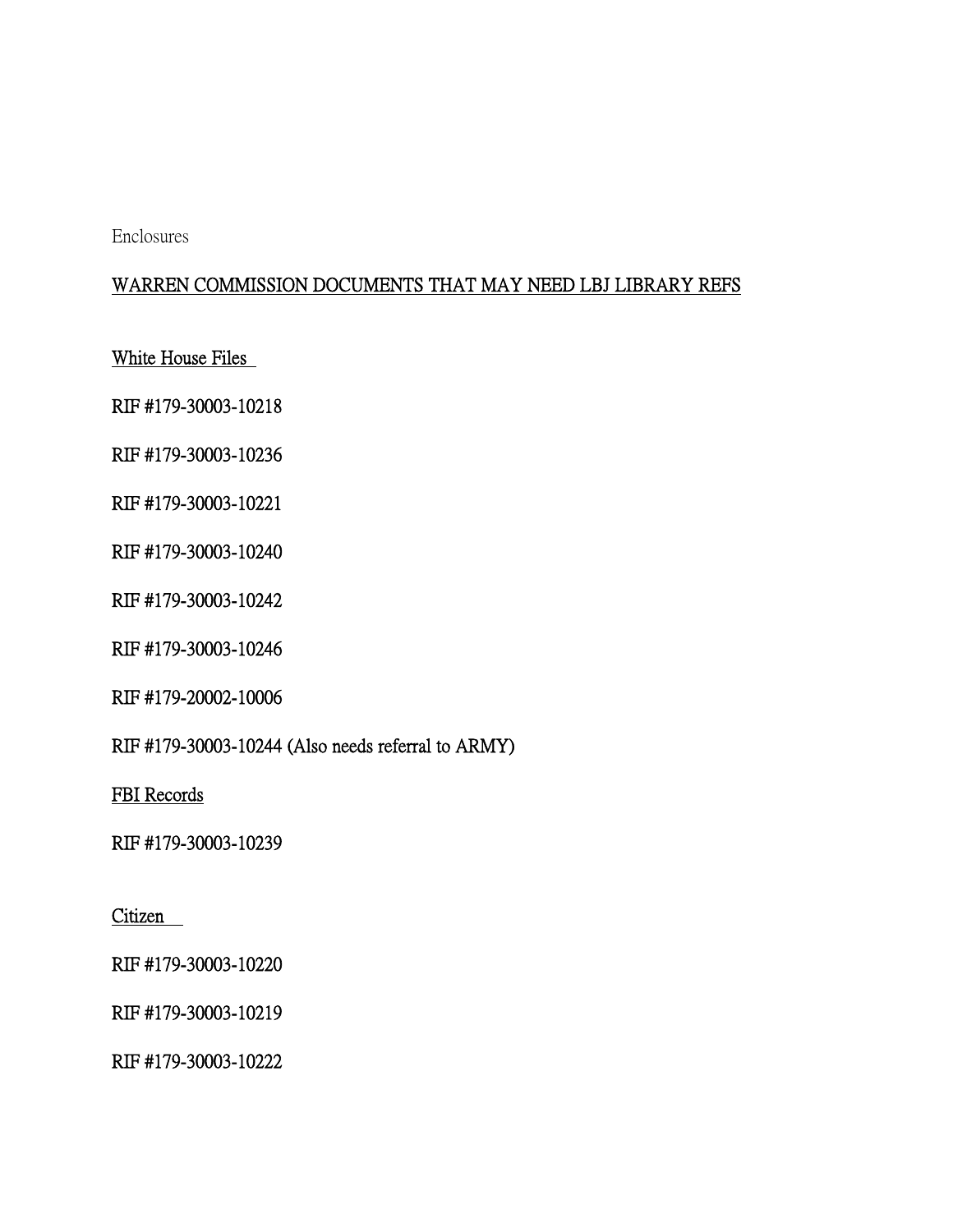Enclosures

## WARREN COMMISSION DOCUMENTS THAT MAY NEED LBJ LIBRARY REFS

### White House Files

RIF #179-30003-10218

RIF #179-30003-10236

RIF #179-30003-10221

RIF #179-30003-10240

RIF #179-30003-10242

RIF #179-30003-10246

RIF #179-20002-10006

RIF #179-30003-10244 (Also needs referral to ARMY)

### FBI Records

RIF #179-30003-10239

### Citizen

RIF #179-30003-10220

RIF #179-30003-10219

RIF #179-30003-10222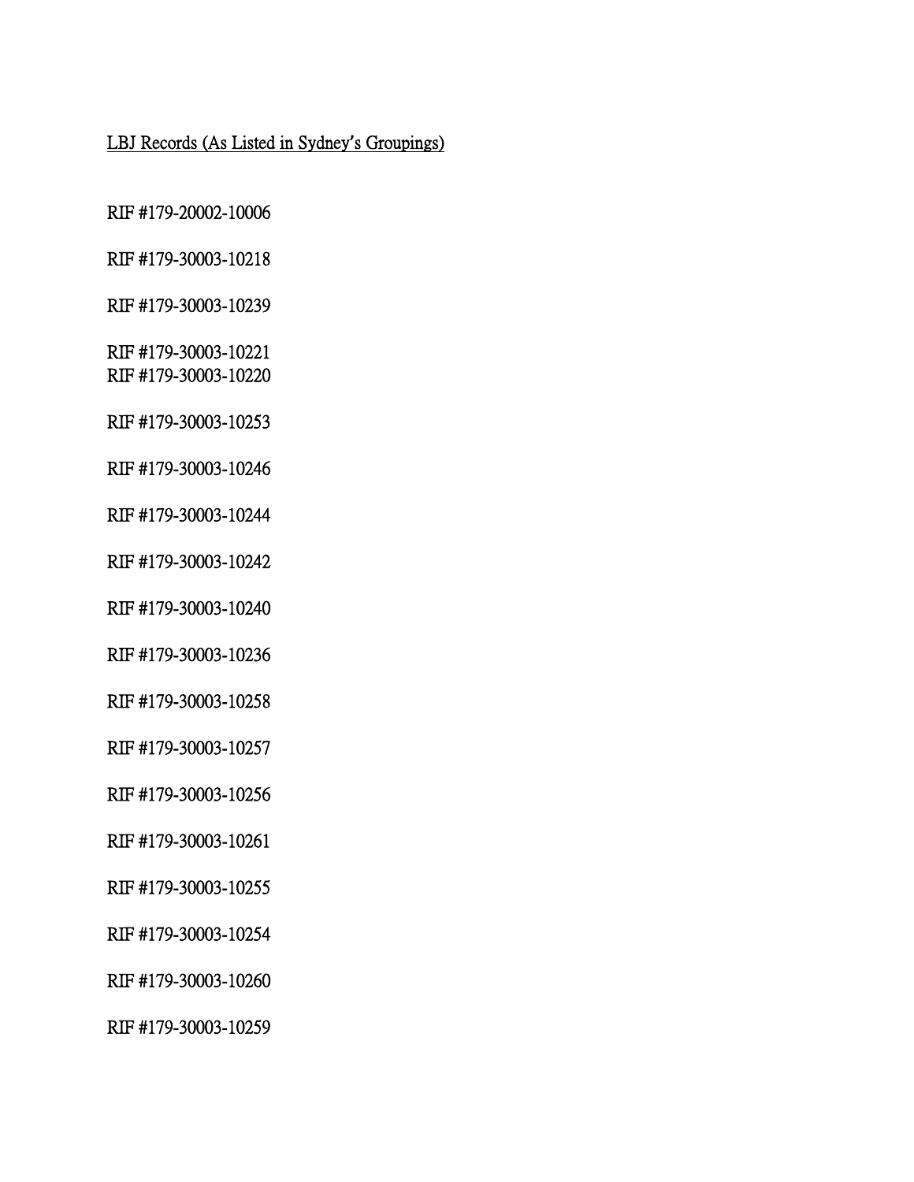LBJ Records (As Listed in Sydney's Groupings)

RIF #179-20002-10006

RIF #179-30003-10218

RIF #179-30003-10239

RIF #179-30003-10221
RIF #179-30003-10220

RIF #179-30003-10253

RIF #179-30003-10246

RIF #179-30003-10244

RIF #179-30003-10242

RIF #179-30003-10240

RIF #179-30003-10236

RIF #179-30003-10258

RIF #179-30003-10257

RIF #179-30003-10256

RIF #179-30003-10261

RIF #179-30003-10255

RIF #179-30003-10254

RIF #179-30003-10260

RIF #179-30003-10259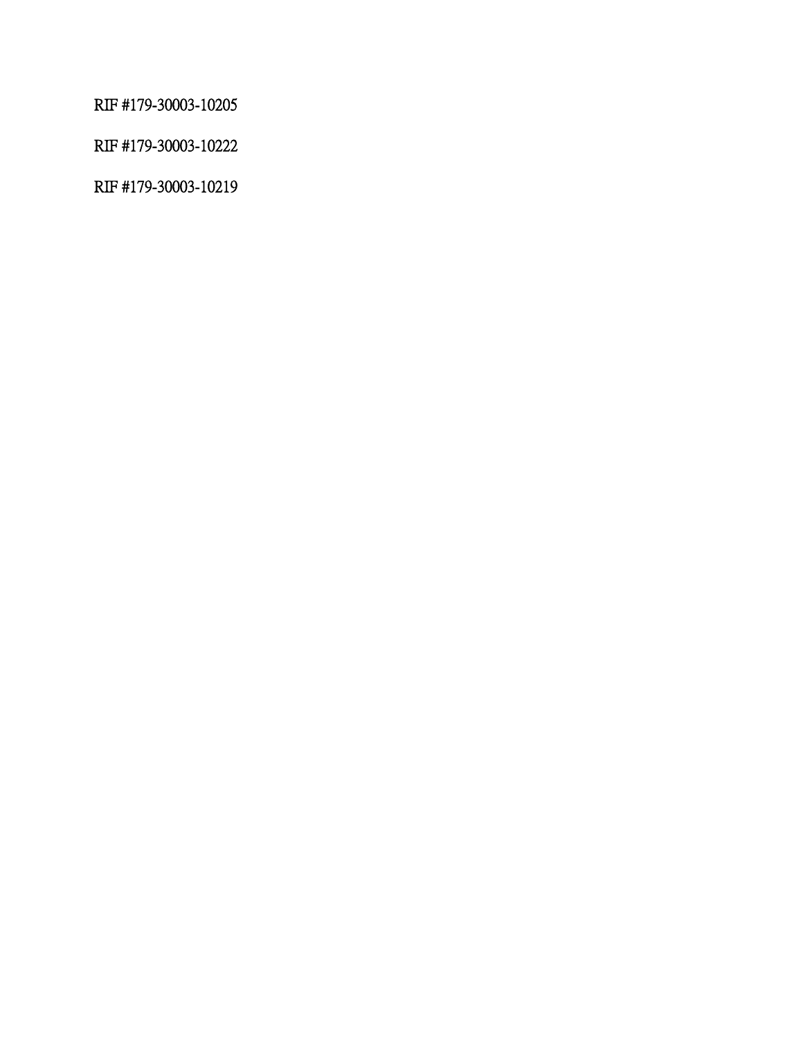RIF #179-30003-10205

RIF #179-30003-10222

RIF #179-30003-10219